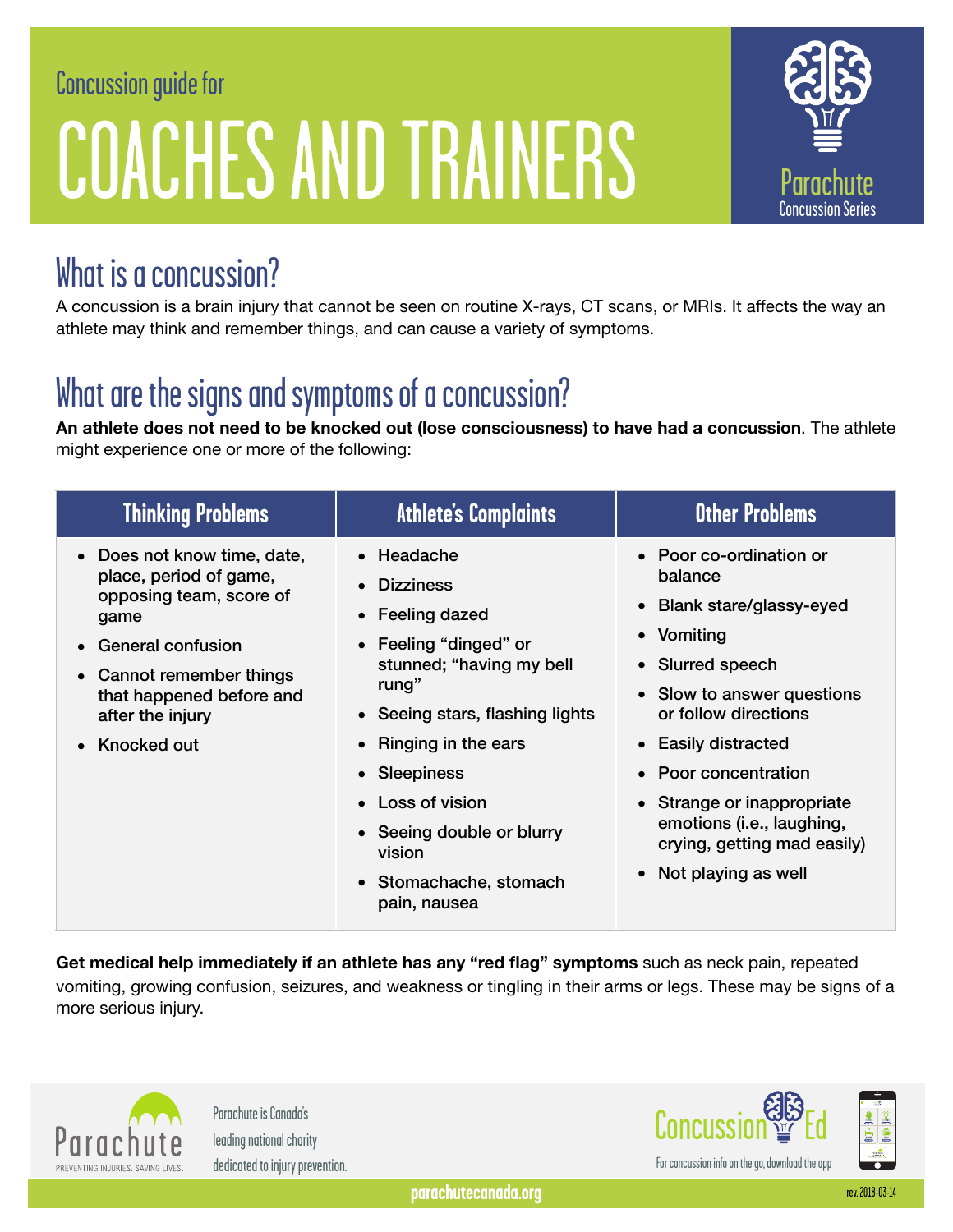Concussion guide for

# COACHES AND TRAINERS

Parachute
Concussion Series

## What is a concussion?

A concussion is a brain injury that cannot be seen on routine X-rays, CT scans, or MRIs. It affects the way an athlete may think and remember things, and can cause a variety of symptoms.

## What are the signs and symptoms of a concussion?

**An athlete does not need to be knocked out (lose consciousness) to have had a concussion**. The athlete might experience one or more of the following:

| Thinking Problems | Athlete's Complaints | Other Problems |
|---|---|---|
| • Does not know time, date, place, period of game, opposing team, score of game<br>• General confusion<br>• Cannot remember things that happened before and after the injury<br>• Knocked out | • Headache<br>• Dizziness<br>• Feeling dazed<br>• Feeling "dinged" or stunned; "having my bell rung"<br>• Seeing stars, flashing lights<br>• Ringing in the ears<br>• Sleepiness<br>• Loss of vision<br>• Seeing double or blurry vision<br>• Stomachache, stomach pain, nausea | • Poor co-ordination or balance<br>• Blank stare/glassy-eyed<br>• Vomiting<br>• Slurred speech<br>• Slow to answer questions or follow directions<br>• Easily distracted<br>• Poor concentration<br>• Strange or inappropriate emotions (i.e., laughing, crying, getting mad easily)<br>• Not playing as well |

**Get medical help immediately if an athlete has any "red flag" symptoms** such as neck pain, repeated vomiting, growing confusion, seizures, and weakness or tingling in their arms or legs. These may be signs of a more serious injury.

Parachute
PREVENTING INJURIES. SAVING LIVES.

Parachute is Canada's leading national charity dedicated to injury prevention.

Concussion Ed
For concussion info on the go, download the app

parachutecanada.org

rev. 2018-03-14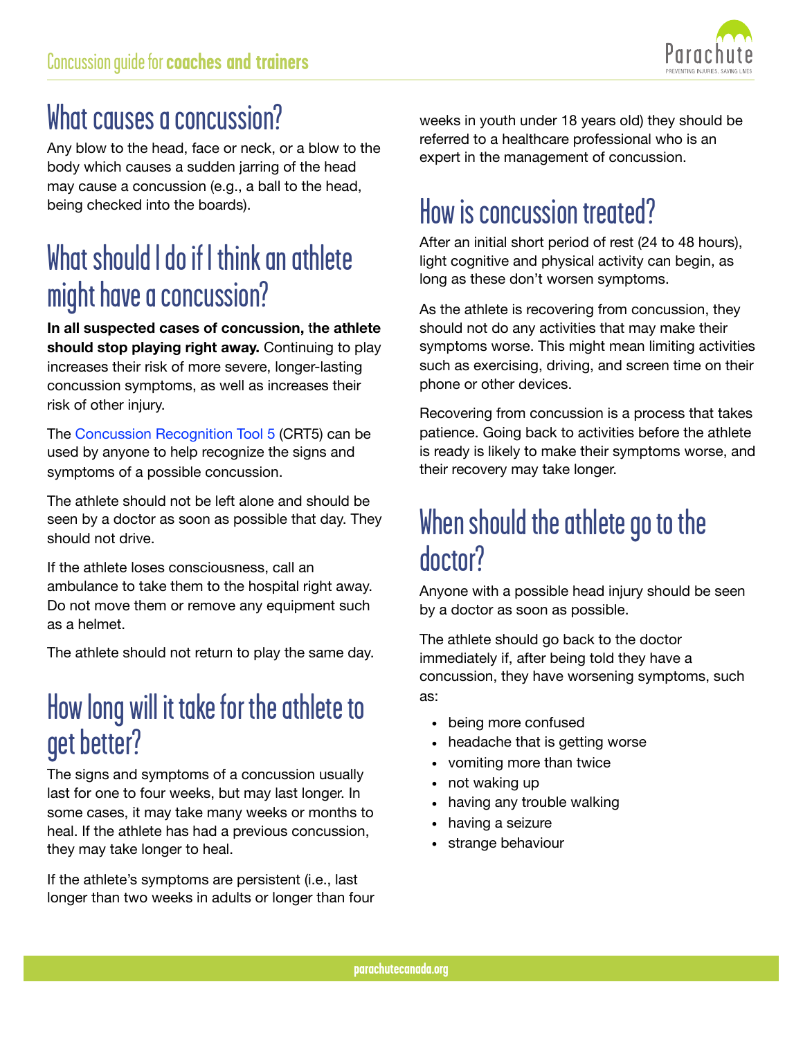## What causes a concussion?

Any blow to the head, face or neck, or a blow to the body which causes a sudden jarring of the head may cause a concussion (e.g., a ball to the head, being checked into the boards).

## What should I do if I think an athlete might have a concussion?

**In all suspected cases of concussion, the athlete should stop playing right away.** Continuing to play increases their risk of more severe, longer-lasting concussion symptoms, as well as increases their risk of other injury.

The Concussion Recognition Tool 5 (CRT5) can be used by anyone to help recognize the signs and symptoms of a possible concussion.

The athlete should not be left alone and should be seen by a doctor as soon as possible that day. They should not drive.

If the athlete loses consciousness, call an ambulance to take them to the hospital right away. Do not move them or remove any equipment such as a helmet.

The athlete should not return to play the same day.

## How long will it take for the athlete to get better?

The signs and symptoms of a concussion usually last for one to four weeks, but may last longer. In some cases, it may take many weeks or months to heal. If the athlete has had a previous concussion, they may take longer to heal.

If the athlete's symptoms are persistent (i.e., last longer than two weeks in adults or longer than four weeks in youth under 18 years old) they should be referred to a healthcare professional who is an expert in the management of concussion.

## How is concussion treated?

After an initial short period of rest (24 to 48 hours), light cognitive and physical activity can begin, as long as these don't worsen symptoms.

As the athlete is recovering from concussion, they should not do any activities that may make their symptoms worse. This might mean limiting activities such as exercising, driving, and screen time on their phone or other devices.

Recovering from concussion is a process that takes patience. Going back to activities before the athlete is ready is likely to make their symptoms worse, and their recovery may take longer.

## When should the athlete go to the doctor?

Anyone with a possible head injury should be seen by a doctor as soon as possible.

The athlete should go back to the doctor immediately if, after being told they have a concussion, they have worsening symptoms, such as:

- being more confused
- headache that is getting worse
- vomiting more than twice
- not waking up
- having any trouble walking
- having a seizure
- strange behaviour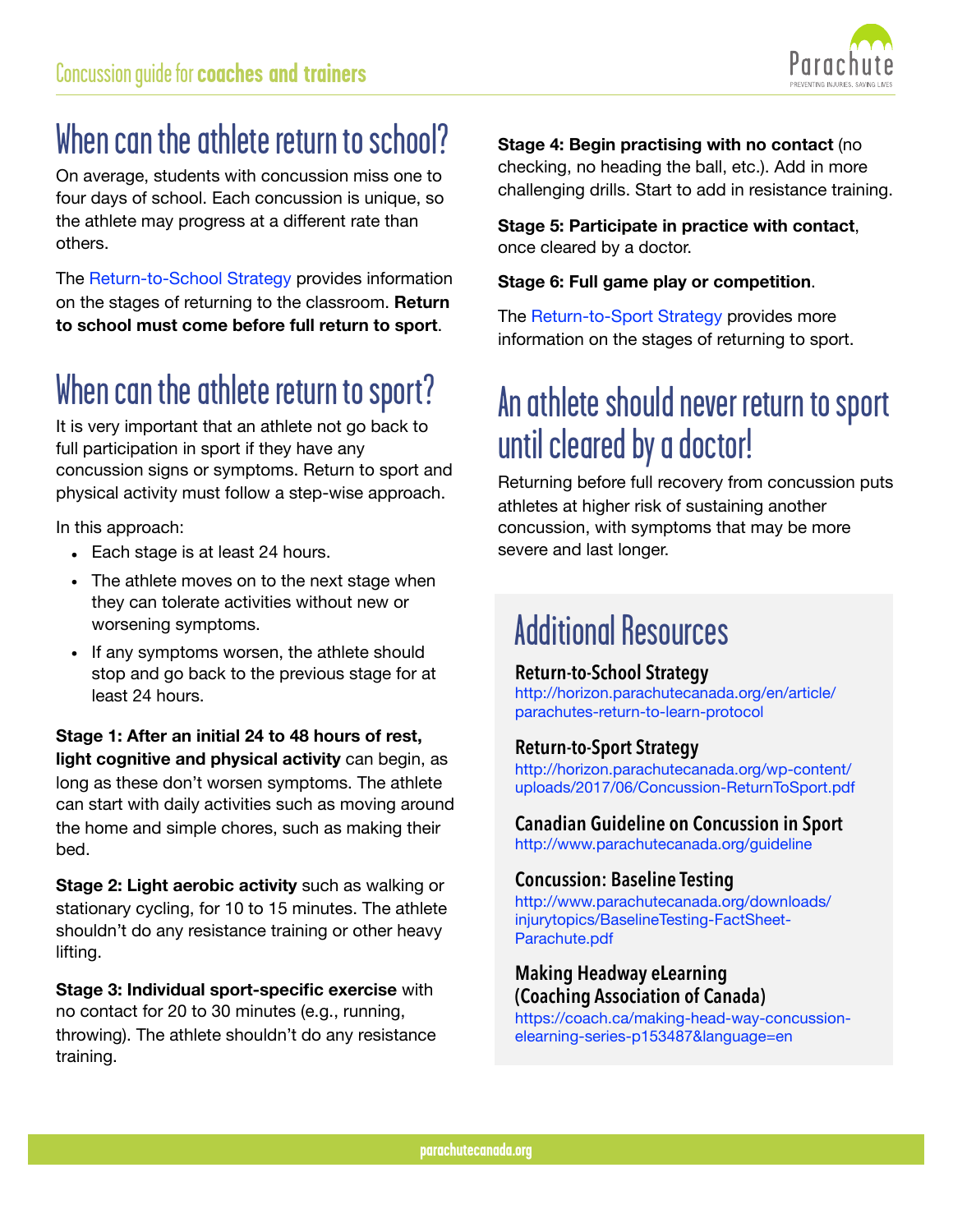# When can the athlete return to school?

On average, students with concussion miss one to four days of school. Each concussion is unique, so the athlete may progress at a different rate than others.

The Return-to-School Strategy provides information on the stages of returning to the classroom. **Return to school must come before full return to sport**.

# When can the athlete return to sport?

It is very important that an athlete not go back to full participation in sport if they have any concussion signs or symptoms. Return to sport and physical activity must follow a step-wise approach.

In this approach:

- Each stage is at least 24 hours.
- The athlete moves on to the next stage when they can tolerate activities without new or worsening symptoms.
- If any symptoms worsen, the athlete should stop and go back to the previous stage for at least 24 hours.

**Stage 1: After an initial 24 to 48 hours of rest, light cognitive and physical activity** can begin, as long as these don't worsen symptoms. The athlete can start with daily activities such as moving around the home and simple chores, such as making their bed.

**Stage 2: Light aerobic activity** such as walking or stationary cycling, for 10 to 15 minutes. The athlete shouldn't do any resistance training or other heavy lifting.

**Stage 3: Individual sport-specific exercise** with no contact for 20 to 30 minutes (e.g., running, throwing). The athlete shouldn't do any resistance training.

**Stage 4: Begin practising with no contact** (no checking, no heading the ball, etc.). Add in more challenging drills. Start to add in resistance training.

**Stage 5: Participate in practice with contact**, once cleared by a doctor.

**Stage 6: Full game play or competition**.

The Return-to-Sport Strategy provides more information on the stages of returning to sport.

# An athlete should never return to sport until cleared by a doctor!

Returning before full recovery from concussion puts athletes at higher risk of sustaining another concussion, with symptoms that may be more severe and last longer.

## Additional Resources

### Return-to-School Strategy

http://horizon.parachutecanada.org/en/article/parachutes-return-to-learn-protocol

### Return-to-Sport Strategy

http://horizon.parachutecanada.org/wp-content/uploads/2017/06/Concussion-ReturnToSport.pdf

### Canadian Guideline on Concussion in Sport

http://www.parachutecanada.org/guideline

### Concussion: Baseline Testing

http://www.parachutecanada.org/downloads/injurytopics/BaselineTesting-FactSheet-Parachute.pdf

### Making Headway eLearning (Coaching Association of Canada)

https://coach.ca/making-head-way-concussion-elearning-series-p153487&language=en